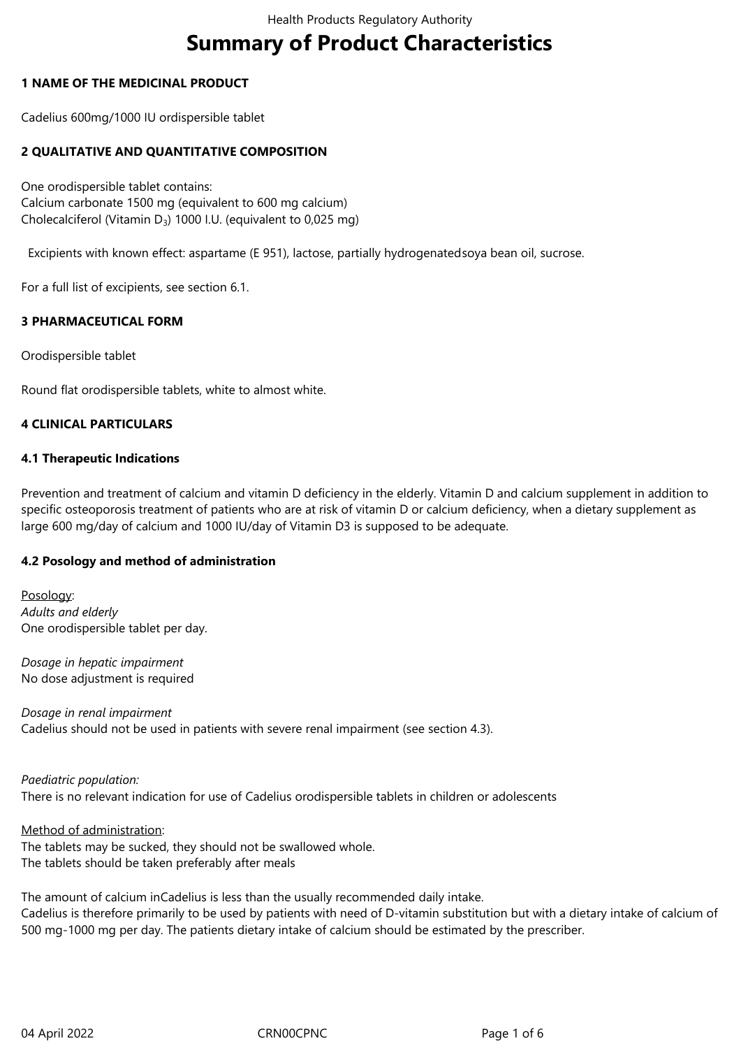# Summary of Product Characteristics

## 1 NAME OF THE MEDICINAL PRODUCT

Cadelius 600mg/1000 IU ordispersible tablet

## 2 QUALITATIVE AND QUANTITATIVE COMPOSITION

One orodispersible tablet contains:
Calcium carbonate 1500 mg (equivalent to 600 mg calcium)
Cholecalciferol (Vitamin $D_3$) 1000 I.U. (equivalent to 0,025 mg)

Excipients with known effect: aspartame (E 951), lactose, partially hydrogenatedsoya bean oil, sucrose.

For a full list of excipients, see section 6.1.

## 3 PHARMACEUTICAL FORM

Orodispersible tablet

Round flat orodispersible tablets, white to almost white.

## 4 CLINICAL PARTICULARS

### 4.1 Therapeutic Indications

Prevention and treatment of calcium and vitamin D deficiency in the elderly. Vitamin D and calcium supplement in addition to specific osteoporosis treatment of patients who are at risk of vitamin D or calcium deficiency, when a dietary supplement as large 600 mg/day of calcium and 1000 IU/day of Vitamin D3 is supposed to be adequate.

### 4.2 Posology and method of administration

Posology:

*Adults and elderly*
One orodispersible tablet per day.

*Dosage in hepatic impairment*
No dose adjustment is required

*Dosage in renal impairment*
Cadelius should not be used in patients with severe renal impairment (see section 4.3).

*Paediatric population:*
There is no relevant indication for use of Cadelius orodispersible tablets in children or adolescents

Method of administration:
The tablets may be sucked, they should not be swallowed whole.
The tablets should be taken preferably after meals

The amount of calcium inCadelius is less than the usually recommended daily intake.
Cadelius is therefore primarily to be used by patients with need of D-vitamin substitution but with a dietary intake of calcium of 500 mg-1000 mg per day. The patients dietary intake of calcium should be estimated by the prescriber.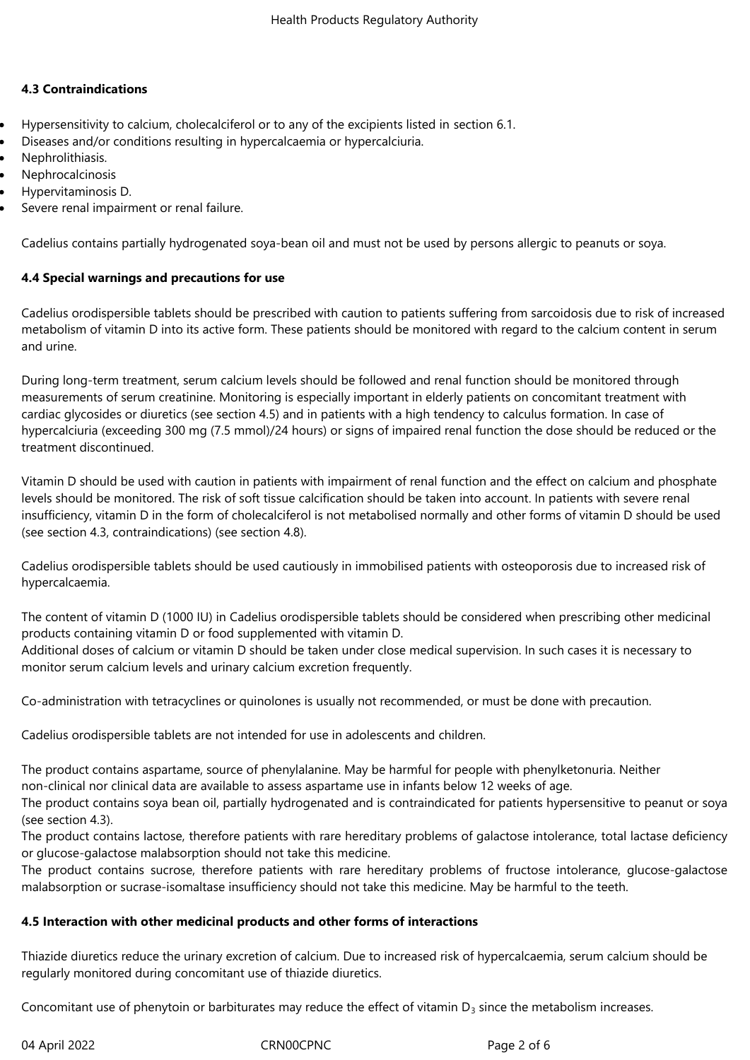### 4.3 Contraindications

- Hypersensitivity to calcium, cholecalciferol or to any of the excipients listed in section 6.1.
- Diseases and/or conditions resulting in hypercalcaemia or hypercalciuria.
- Nephrolithiasis.
- Nephrocalcinosis
- Hypervitaminosis D.
- Severe renal impairment or renal failure.

Cadelius contains partially hydrogenated soya-bean oil and must not be used by persons allergic to peanuts or soya.

### 4.4 Special warnings and precautions for use

Cadelius orodispersible tablets should be prescribed with caution to patients suffering from sarcoidosis due to risk of increased metabolism of vitamin D into its active form. These patients should be monitored with regard to the calcium content in serum and urine.

During long-term treatment, serum calcium levels should be followed and renal function should be monitored through measurements of serum creatinine. Monitoring is especially important in elderly patients on concomitant treatment with cardiac glycosides or diuretics (see section 4.5) and in patients with a high tendency to calculus formation. In case of hypercalciuria (exceeding 300 mg (7.5 mmol)/24 hours) or signs of impaired renal function the dose should be reduced or the treatment discontinued.

Vitamin D should be used with caution in patients with impairment of renal function and the effect on calcium and phosphate levels should be monitored. The risk of soft tissue calcification should be taken into account. In patients with severe renal insufficiency, vitamin D in the form of cholecalciferol is not metabolised normally and other forms of vitamin D should be used (see section 4.3, contraindications) (see section 4.8).

Cadelius orodispersible tablets should be used cautiously in immobilised patients with osteoporosis due to increased risk of hypercalcaemia.

The content of vitamin D (1000 IU) in Cadelius orodispersible tablets should be considered when prescribing other medicinal products containing vitamin D or food supplemented with vitamin D.
Additional doses of calcium or vitamin D should be taken under close medical supervision. In such cases it is necessary to monitor serum calcium levels and urinary calcium excretion frequently.

Co-administration with tetracyclines or quinolones is usually not recommended, or must be done with precaution.

Cadelius orodispersible tablets are not intended for use in adolescents and children.

The product contains aspartame, source of phenylalanine. May be harmful for people with phenylketonuria. Neither non-clinical nor clinical data are available to assess aspartame use in infants below 12 weeks of age.
The product contains soya bean oil, partially hydrogenated and is contraindicated for patients hypersensitive to peanut or soya (see section 4.3).
The product contains lactose, therefore patients with rare hereditary problems of galactose intolerance, total lactase deficiency or glucose-galactose malabsorption should not take this medicine.
The product contains sucrose, therefore patients with rare hereditary problems of fructose intolerance, glucose-galactose malabsorption or sucrase-isomaltase insufficiency should not take this medicine. May be harmful to the teeth.

### 4.5 Interaction with other medicinal products and other forms of interactions

Thiazide diuretics reduce the urinary excretion of calcium. Due to increased risk of hypercalcaemia, serum calcium should be regularly monitored during concomitant use of thiazide diuretics.

Concomitant use of phenytoin or barbiturates may reduce the effect of vitamin $D_3$ since the metabolism increases.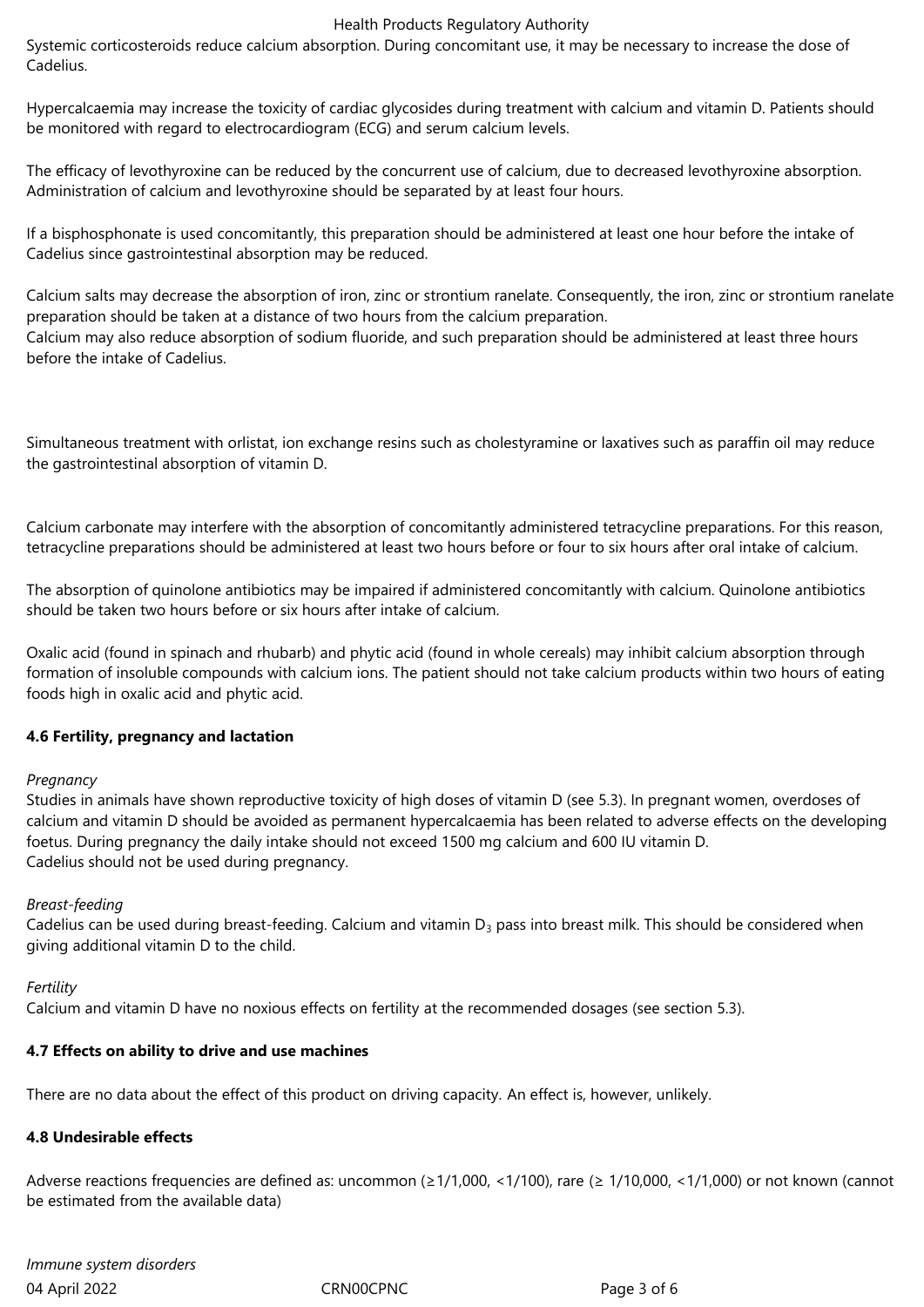Systemic corticosteroids reduce calcium absorption. During concomitant use, it may be necessary to increase the dose of Cadelius.

Hypercalcaemia may increase the toxicity of cardiac glycosides during treatment with calcium and vitamin D. Patients should be monitored with regard to electrocardiogram (ECG) and serum calcium levels.

The efficacy of levothyroxine can be reduced by the concurrent use of calcium, due to decreased levothyroxine absorption. Administration of calcium and levothyroxine should be separated by at least four hours.

If a bisphosphonate is used concomitantly, this preparation should be administered at least one hour before the intake of Cadelius since gastrointestinal absorption may be reduced.

Calcium salts may decrease the absorption of iron, zinc or strontium ranelate. Consequently, the iron, zinc or strontium ranelate preparation should be taken at a distance of two hours from the calcium preparation.
Calcium may also reduce absorption of sodium fluoride, and such preparation should be administered at least three hours before the intake of Cadelius.

Simultaneous treatment with orlistat, ion exchange resins such as cholestyramine or laxatives such as paraffin oil may reduce the gastrointestinal absorption of vitamin D.

Calcium carbonate may interfere with the absorption of concomitantly administered tetracycline preparations. For this reason, tetracycline preparations should be administered at least two hours before or four to six hours after oral intake of calcium.

The absorption of quinolone antibiotics may be impaired if administered concomitantly with calcium. Quinolone antibiotics should be taken two hours before or six hours after intake of calcium.

Oxalic acid (found in spinach and rhubarb) and phytic acid (found in whole cereals) may inhibit calcium absorption through formation of insoluble compounds with calcium ions. The patient should not take calcium products within two hours of eating foods high in oxalic acid and phytic acid.

**4.6 Fertility, pregnancy and lactation**

*Pregnancy*
Studies in animals have shown reproductive toxicity of high doses of vitamin D (see 5.3). In pregnant women, overdoses of calcium and vitamin D should be avoided as permanent hypercalcaemia has been related to adverse effects on the developing foetus. During pregnancy the daily intake should not exceed 1500 mg calcium and 600 IU vitamin D.
Cadelius should not be used during pregnancy.

*Breast-feeding*
Cadelius can be used during breast-feeding. Calcium and vitamin $D_3$ pass into breast milk. This should be considered when giving additional vitamin D to the child.

*Fertility*
Calcium and vitamin D have no noxious effects on fertility at the recommended dosages (see section 5.3).

**4.7 Effects on ability to drive and use machines**

There are no data about the effect of this product on driving capacity. An effect is, however, unlikely.

**4.8 Undesirable effects**

Adverse reactions frequencies are defined as: uncommon ($\geq$1/1,000, <1/100), rare ($\geq$ 1/10,000, <1/1,000) or not known (cannot be estimated from the available data)

*Immune system disorders*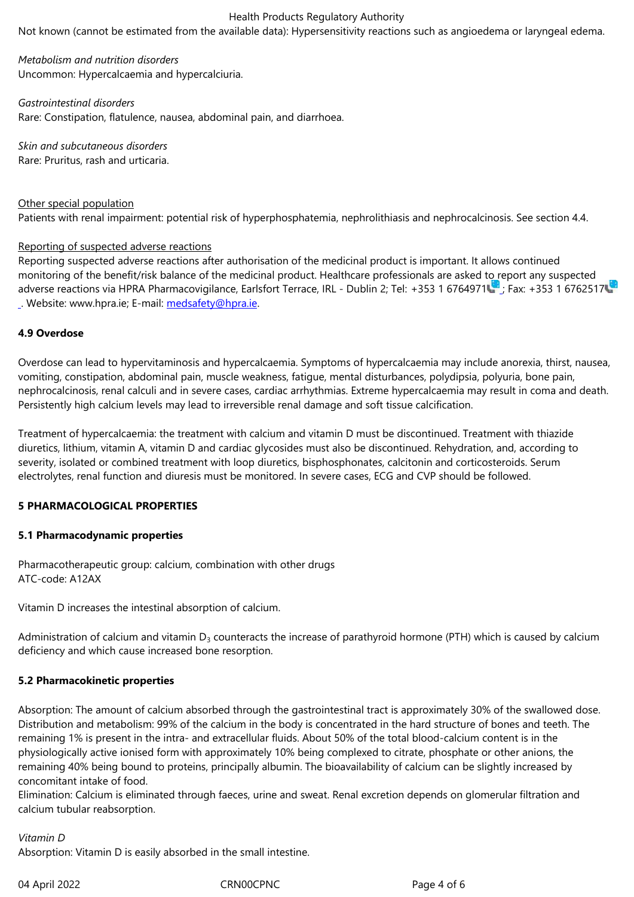Not known (cannot be estimated from the available data): Hypersensitivity reactions such as angioedema or laryngeal edema.

*Metabolism and nutrition disorders*
Uncommon: Hypercalcaemia and hypercalciuria.

*Gastrointestinal disorders*
Rare: Constipation, flatulence, nausea, abdominal pain, and diarrhoea.

*Skin and subcutaneous disorders*
Rare: Pruritus, rash and urticaria.

Other special population
Patients with renal impairment: potential risk of hyperphosphatemia, nephrolithiasis and nephrocalcinosis. See section 4.4.

Reporting of suspected adverse reactions
Reporting suspected adverse reactions after authorisation of the medicinal product is important. It allows continued monitoring of the benefit/risk balance of the medicinal product. Healthcare professionals are asked to report any suspected adverse reactions via HPRA Pharmacovigilance, Earlsfort Terrace, IRL - Dublin 2; Tel: +353 1 6764971; Fax: +353 1 6762517. Website: www.hpra.ie; E-mail: medsafety@hpra.ie.

### 4.9 Overdose

Overdose can lead to hypervitaminosis and hypercalcaemia. Symptoms of hypercalcaemia may include anorexia, thirst, nausea, vomiting, constipation, abdominal pain, muscle weakness, fatigue, mental disturbances, polydipsia, polyuria, bone pain, nephrocalcinosis, renal calculi and in severe cases, cardiac arrhythmias. Extreme hypercalcaemia may result in coma and death. Persistently high calcium levels may lead to irreversible renal damage and soft tissue calcification.

Treatment of hypercalcaemia: the treatment with calcium and vitamin D must be discontinued. Treatment with thiazide diuretics, lithium, vitamin A, vitamin D and cardiac glycosides must also be discontinued. Rehydration, and, according to severity, isolated or combined treatment with loop diuretics, bisphosphonates, calcitonin and corticosteroids. Serum electrolytes, renal function and diuresis must be monitored. In severe cases, ECG and CVP should be followed.

## 5 PHARMACOLOGICAL PROPERTIES

### 5.1 Pharmacodynamic properties

Pharmacotherapeutic group: calcium, combination with other drugs
ATC-code: A12AX

Vitamin D increases the intestinal absorption of calcium.

Administration of calcium and vitamin $D_3$ counteracts the increase of parathyroid hormone (PTH) which is caused by calcium deficiency and which cause increased bone resorption.

### 5.2 Pharmacokinetic properties

Absorption: The amount of calcium absorbed through the gastrointestinal tract is approximately 30% of the swallowed dose.
Distribution and metabolism: 99% of the calcium in the body is concentrated in the hard structure of bones and teeth. The remaining 1% is present in the intra- and extracellular fluids. About 50% of the total blood-calcium content is in the physiologically active ionised form with approximately 10% being complexed to citrate, phosphate or other anions, the remaining 40% being bound to proteins, principally albumin. The bioavailability of calcium can be slightly increased by concomitant intake of food.
Elimination: Calcium is eliminated through faeces, urine and sweat. Renal excretion depends on glomerular filtration and calcium tubular reabsorption.

*Vitamin D*
Absorption: Vitamin D is easily absorbed in the small intestine.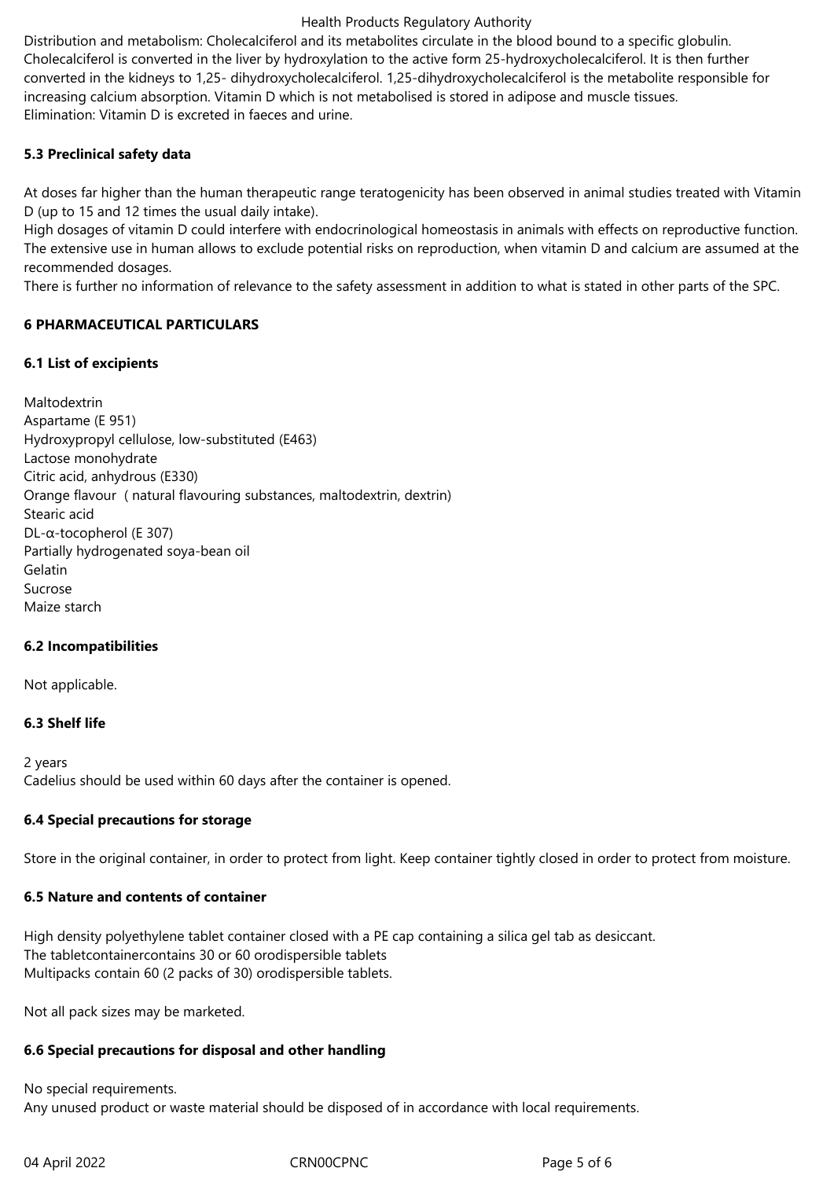Distribution and metabolism: Cholecalciferol and its metabolites circulate in the blood bound to a specific globulin. Cholecalciferol is converted in the liver by hydroxylation to the active form 25-hydroxycholecalciferol. It is then further converted in the kidneys to 1,25- dihydroxycholecalciferol. 1,25-dihydroxycholecalciferol is the metabolite responsible for increasing calcium absorption. Vitamin D which is not metabolised is stored in adipose and muscle tissues.
Elimination: Vitamin D is excreted in faeces and urine.

### 5.3 Preclinical safety data

At doses far higher than the human therapeutic range teratogenicity has been observed in animal studies treated with Vitamin D (up to 15 and 12 times the usual daily intake).
High dosages of vitamin D could interfere with endocrinological homeostasis in animals with effects on reproductive function. The extensive use in human allows to exclude potential risks on reproduction, when vitamin D and calcium are assumed at the recommended dosages.
There is further no information of relevance to the safety assessment in addition to what is stated in other parts of the SPC.

## 6 PHARMACEUTICAL PARTICULARS

### 6.1 List of excipients

Maltodextrin
Aspartame (E 951)
Hydroxypropyl cellulose, low-substituted (E463)
Lactose monohydrate
Citric acid, anhydrous (E330)
Orange flavour ( natural flavouring substances, maltodextrin, dextrin)
Stearic acid
DL-α-tocopherol (E 307)
Partially hydrogenated soya-bean oil
Gelatin
Sucrose
Maize starch

### 6.2 Incompatibilities

Not applicable.

### 6.3 Shelf life

2 years
Cadelius should be used within 60 days after the container is opened.

### 6.4 Special precautions for storage

Store in the original container, in order to protect from light. Keep container tightly closed in order to protect from moisture.

### 6.5 Nature and contents of container

High density polyethylene tablet container closed with a PE cap containing a silica gel tab as desiccant.
The tabletcontainercontains 30 or 60 orodispersible tablets
Multipacks contain 60 (2 packs of 30) orodispersible tablets.

Not all pack sizes may be marketed.

### 6.6 Special precautions for disposal and other handling

No special requirements.
Any unused product or waste material should be disposed of in accordance with local requirements.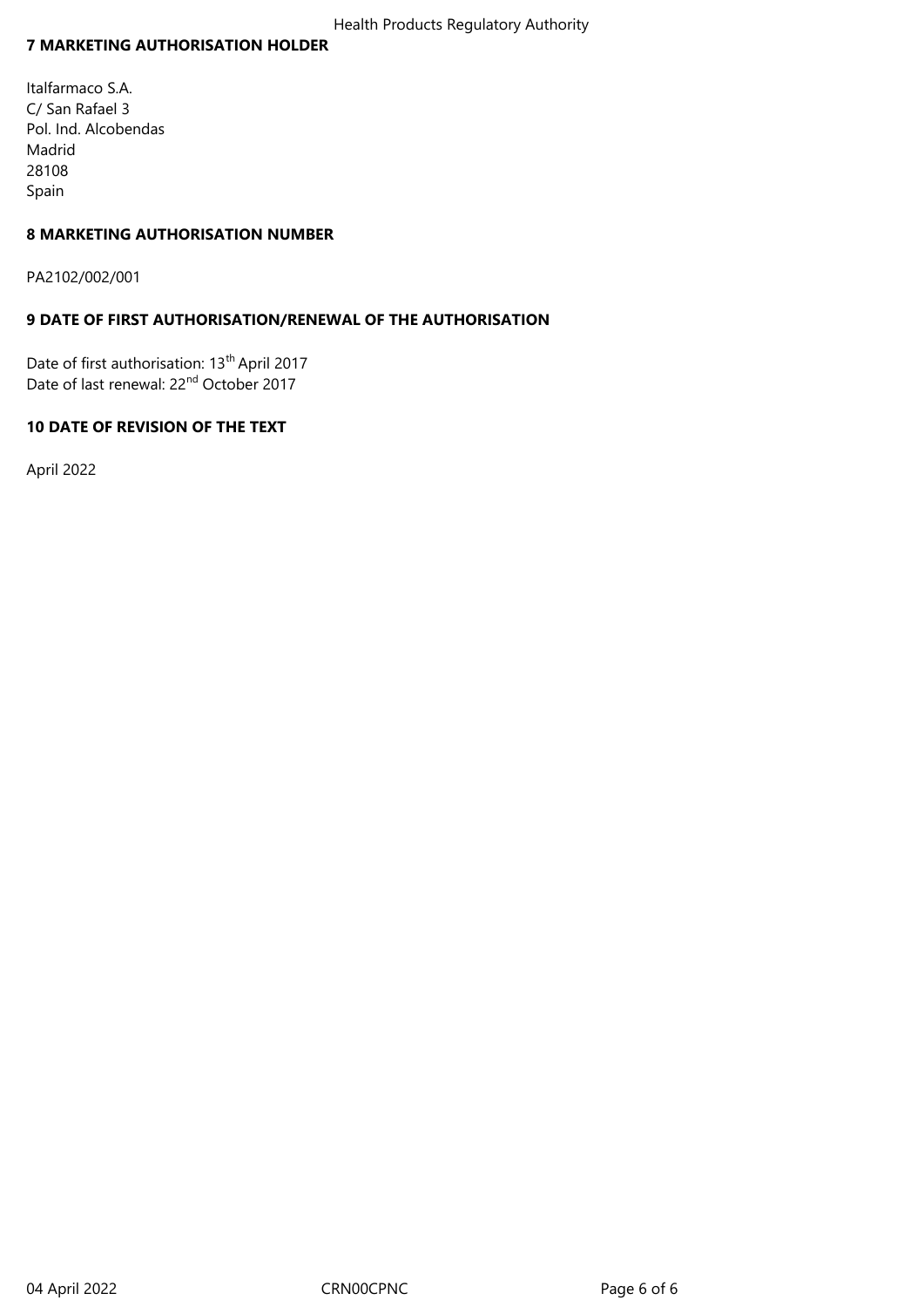## 7 MARKETING AUTHORISATION HOLDER

Italfarmaco S.A.
C/ San Rafael 3
Pol. Ind. Alcobendas
Madrid
28108
Spain

## 8 MARKETING AUTHORISATION NUMBER

PA2102/002/001

## 9 DATE OF FIRST AUTHORISATION/RENEWAL OF THE AUTHORISATION

Date of first authorisation: 13th April 2017
Date of last renewal: 22nd October 2017

## 10 DATE OF REVISION OF THE TEXT

April 2022